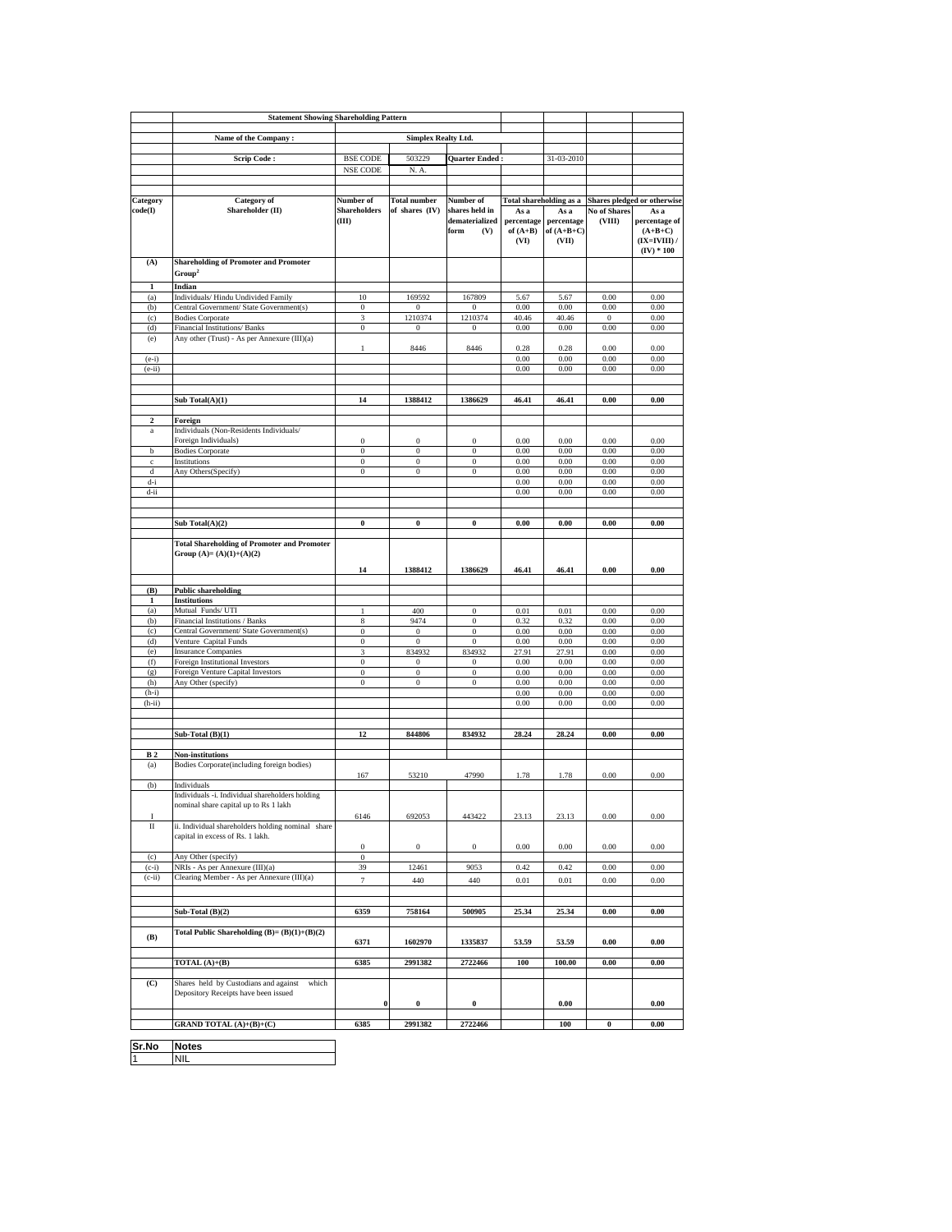# Statement Showing Shareholding Pattern

| | | | | | | | | |
|---|---|---|---|---|---|---|---|---|
| | **Name of the Company :** | | **Simplex Realty Ltd.** | | | | | |
| | **Scrip Code :** | BSE CODE | 503229 | **Quarter Ended :** | | 31-03-2010 | | |
| | | NSE CODE | N. A. | | | | | |

| **Category code(I)** | **Category of Shareholder (II)** | **Number of Shareholders (III)** | **Total number of shares (IV)** | **Number of shares held in dematerialized form (V)** | **Total shareholding as a** | | **Shares pledged or otherwise** | |
|---|---|---|---|---|---|---|---|---|
| | | | | | **As a percentage of (A+B) (VI)** | **As a percentage of (A+B+C) (VII)** | **No of Shares (VIII)** | **As a percentage of (A+B+C) (IX=IVIII) / (IV) * 100** |
| **(A)** | **Shareholding of Promoter and Promoter Group[2]** | | | | | | | |
| **1** | **Indian** | | | | | | | |
| (a) | Individuals/ Hindu Undivided Family | 10 | 169592 | 167809 | 5.67 | 5.67 | 0.00 | 0.00 |
| (b) | Central Government/ State Government(s) | 0 | 0 | 0 | 0.00 | 0.00 | 0.00 | 0.00 |
| (c) | Bodies Corporate | 3 | 1210374 | 1210374 | 40.46 | 40.46 | 0 | 0.00 |
| (d) | Financial Institutions/ Banks | 0 | 0 | 0 | 0.00 | 0.00 | 0.00 | 0.00 |
| (e) | Any other (Trust) - As per Annexure (III)(a) | 1 | 8446 | 8446 | 0.28 | 0.28 | 0.00 | 0.00 |
| (e-i) | | | | | 0.00 | 0.00 | 0.00 | 0.00 |
| (e-ii) | | | | | 0.00 | 0.00 | 0.00 | 0.00 |
| | **Sub Total(A)(1)** | **14** | **1388412** | **1386629** | **46.41** | **46.41** | **0.00** | **0.00** |
| **2** | **Foreign** | | | | | | | |
| a | Individuals (Non-Residents Individuals/ Foreign Individuals) | 0 | 0 | 0 | 0.00 | 0.00 | 0.00 | 0.00 |
| b | Bodies Corporate | 0 | 0 | 0 | 0.00 | 0.00 | 0.00 | 0.00 |
| c | Institutions | 0 | 0 | 0 | 0.00 | 0.00 | 0.00 | 0.00 |
| d | Any Others(Specify) | 0 | 0 | 0 | 0.00 | 0.00 | 0.00 | 0.00 |
| d-i | | | | | 0.00 | 0.00 | 0.00 | 0.00 |
| d-ii | | | | | 0.00 | 0.00 | 0.00 | 0.00 |
| | **Sub Total(A)(2)** | **0** | **0** | **0** | **0.00** | **0.00** | **0.00** | **0.00** |
| | **Total Shareholding of Promoter and Promoter Group (A)= (A)(1)+(A)(2)** | **14** | **1388412** | **1386629** | **46.41** | **46.41** | **0.00** | **0.00** |
| **(B)** | **Public shareholding** | | | | | | | |
| **1** | **Institutions** | | | | | | | |
| (a) | Mutual Funds/ UTI | 1 | 400 | 0 | 0.01 | 0.01 | 0.00 | 0.00 |
| (b) | Financial Institutions / Banks | 8 | 9474 | 0 | 0.32 | 0.32 | 0.00 | 0.00 |
| (c) | Central Government/ State Government(s) | 0 | 0 | 0 | 0.00 | 0.00 | 0.00 | 0.00 |
| (d) | Venture Capital Funds | 0 | 0 | 0 | 0.00 | 0.00 | 0.00 | 0.00 |
| (e) | Insurance Companies | 3 | 834932 | 834932 | 27.91 | 27.91 | 0.00 | 0.00 |
| (f) | Foreign Institutional Investors | 0 | 0 | 0 | 0.00 | 0.00 | 0.00 | 0.00 |
| (g) | Foreign Venture Capital Investors | 0 | 0 | 0 | 0.00 | 0.00 | 0.00 | 0.00 |
| (h) | Any Other (specify) | 0 | 0 | 0 | 0.00 | 0.00 | 0.00 | 0.00 |
| (h-i) | | | | | 0.00 | 0.00 | 0.00 | 0.00 |
| (h-ii) | | | | | 0.00 | 0.00 | 0.00 | 0.00 |
| | **Sub-Total (B)(1)** | **12** | **844806** | **834932** | **28.24** | **28.24** | **0.00** | **0.00** |
| **B 2** | **Non-institutions** | | | | | | | |
| (a) | Bodies Corporate(including foreign bodies) | 167 | 53210 | 47990 | 1.78 | 1.78 | 0.00 | 0.00 |
| (b) | Individuals | | | | | | | |
| I | Individuals -i. Individual shareholders holding nominal share capital up to Rs 1 lakh | 6146 | 692053 | 443422 | 23.13 | 23.13 | 0.00 | 0.00 |
| II | ii. Individual shareholders holding nominal share capital in excess of Rs. 1 lakh. | 0 | 0 | 0 | 0.00 | 0.00 | 0.00 | 0.00 |
| (c) | Any Other (specify) | 0 | | | | | | |
| (c-i) | NRIs - As per Annexure (III)(a) | 39 | 12461 | 9053 | 0.42 | 0.42 | 0.00 | 0.00 |
| (c-ii) | Clearing Member - As per Annexure (III)(a) | 7 | 440 | 440 | 0.01 | 0.01 | 0.00 | 0.00 |
| | **Sub-Total (B)(2)** | **6359** | **758164** | **500905** | **25.34** | **25.34** | **0.00** | **0.00** |
| **(B)** | **Total Public Shareholding (B)= (B)(1)+(B)(2)** | **6371** | **1602970** | **1335837** | **53.59** | **53.59** | **0.00** | **0.00** |
| | **TOTAL (A)+(B)** | **6385** | **2991382** | **2722466** | **100** | **100.00** | **0.00** | **0.00** |
| **(C)** | Shares held by Custodians and against which Depository Receipts have been issued | **0** | **0** | **0** | | **0.00** | | **0.00** |
| | **GRAND TOTAL (A)+(B)+(C)** | **6385** | **2991382** | **2722466** | | **100** | **0** | **0.00** |

| **Sr.No** | **Notes** |
|---|---|
| 1 | NIL |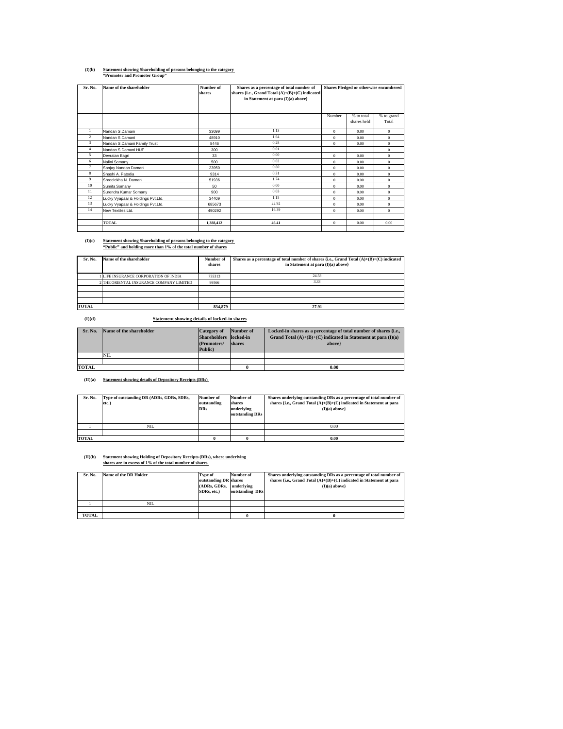**(I)(b)** **Statement showing Shareholding of persons belonging to the category "Promoter and Promoter Group"**

| Sr. No. | Name of the shareholder | Number of shares | Shares as a percentage of total number of shares {i.e., Grand Total (A)+(B)+(C) indicated in Statement at para (I)(a) above} | Shares Pledged or otherwise encumbered | | |
|---|---|---|---|---|---|---|
| | | | | Number | % to total shares held | % to grand Total |
| 1 | Nandan S.Damani | 33699 | 1.13 | 0 | 0.00 | 0 |
| 2 | Nandan S.Damani | 48910 | 1.64 | 0 | 0.00 | 0 |
| 3 | Nandan S.Damani Family Trust | 8446 | 0.28 | 0 | 0.00 | 0 |
| 4 | Nandan S Damani HUF | 300 | 0.01 | | | 0 |
| 5 | Devratan Bagri | 33 | 0.00 | 0 | 0.00 | 0 |
| 6 | Nalini Somany | 500 | 0.02 | 0 | 0.00 | 0 |
| 7 | Sanjay Nandan Damani | 23950 | 0.80 | 0 | 0.00 | 0 |
| 8 | Shashi A. Patodia | 9314 | 0.31 | 0 | 0.00 | 0 |
| 9 | Shreelekha N. Damani | 51936 | 1.74 | 0 | 0.00 | 0 |
| 10 | Sumita Somany | 50 | 0.00 | 0 | 0.00 | 0 |
| 11 | Surendra Kumar Somany | 900 | 0.03 | 0 | 0.00 | 0 |
| 12 | Lucky Vyapaar & Holdings Pvt.Ltd. | 34409 | 1.15 | 0 | 0.00 | 0 |
| 13 | Lucky Vyapaar & Holdings Pvt.Ltd. | 685673 | 22.92 | 0 | 0.00 | 0 |
| 14 | New Textiles Ltd. | 490292 | 16.39 | 0 | 0.00 | 0 |
| | | | | | | |
| | **TOTAL** | **1,388,412** | **46.41** | 0 | 0.00 | 0.00 |

**(I)(c)** **Statement showing Shareholding of persons belonging to the category "Public" and holding more than 1% of the total number of shares**

| Sr. No. | Name of the shareholder | Number of shares | Shares as a percentage of total number of shares {i.e., Grand Total (A)+(B)+(C) indicated in Statement at para (I)(a) above} |
|---|---|---|---|
| 1 | LIFE INSURANCE CORPORATION OF INDIA | 735313 | 24.58 |
| 2 | THE ORIENTAL INSURANCE COMPANY LIMITED | 99566 | 3.33 |
| | | | |
| | | | |
| | | | |
| **TOTAL** | | **834,879** | **27.91** |

**(I)(d)** **Statement showing details of locked-in shares**

| Sr. No. | Name of the shareholder | Category of Shareholders (Promoters/ Public) | Number of locked-in shares | Locked-in shares as a percentage of total number of shares {i.e., Grand Total (A)+(B)+(C) indicated in Statement at para (I)(a) above} |
|---|---|---|---|---|
| | NIL | | | |
| | | | | |
| **TOTAL** | | | **0** | **0.00** |

**(II)(a)** **Statement showing details of Depository Receipts (DRs)**

| Sr. No. | Type of outstanding DR (ADRs, GDRs, SDRs, etc.) | Number of outstanding DRs | Number of shares underlying outstanding DRs | Shares underlying outstanding DRs as a percentage of total number of shares {i.e., Grand Total (A)+(B)+(C) indicated in Statement at para (I)(a) above} |
|---|---|---|---|---|
| 1 | NIL | | | 0.00 |
| | | | | |
| **TOTAL** | | **0** | **0** | **0.00** |

**(II)(b)** **Statement showing Holding of Depository Receipts (DRs), where underlying shares are in excess of 1% of the total number of shares**

| Sr. No. | Name of the DR Holder | Type of outstanding DR (ADRs, GDRs, SDRs, etc.) | Number of shares underlying outstanding DRs | Shares underlying outstanding DRs as a percentage of total number of shares {i.e., Grand Total (A)+(B)+(C) indicated in Statement at para (I)(a) above} |
|---|---|---|---|---|
| 1 | NIL | | | |
| | | | | |
| **TOTAL** | | | **0** | **0** |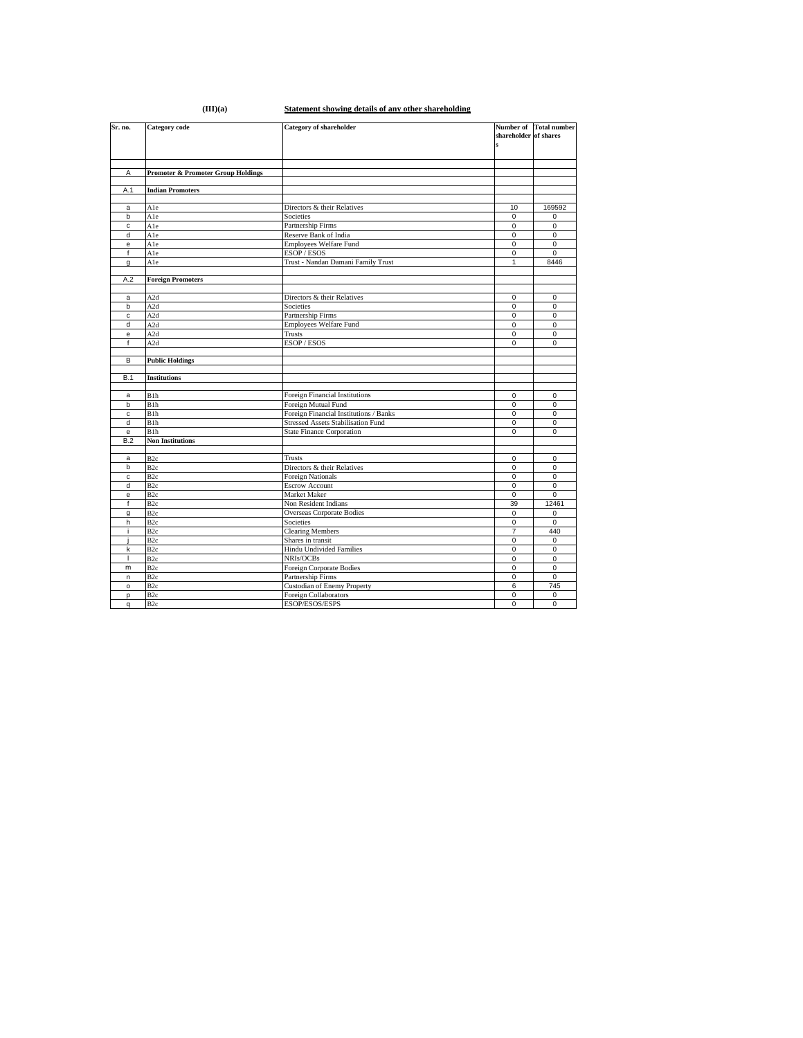**(III)(a)** **Statement showing details of any other shareholding**

| Sr. no. | Category code | Category of shareholder | Number of shareholders | Total number of shares |
|---|---|---|---|---|
| | | | | |
| A | **Promoter & Promoter Group Holdings** | | | |
| | | | | |
| A.1 | **Indian Promoters** | | | |
| | | | | |
| a | A1e | Directors & their Relatives | 10 | 169592 |
| b | A1e | Societies | 0 | 0 |
| c | A1e | Partnership Firms | 0 | 0 |
| d | A1e | Reserve Bank of India | 0 | 0 |
| e | A1e | Employees Welfare Fund | 0 | 0 |
| f | A1e | ESOP / ESOS | 0 | 0 |
| g | A1e | Trust - Nandan Damani Family Trust | 1 | 8446 |
| | | | | |
| A.2 | **Foreign Promoters** | | | |
| | | | | |
| a | A2d | Directors & their Relatives | 0 | 0 |
| b | A2d | Societies | 0 | 0 |
| c | A2d | Partnership Firms | 0 | 0 |
| d | A2d | Employees Welfare Fund | 0 | 0 |
| e | A2d | Trusts | 0 | 0 |
| f | A2d | ESOP / ESOS | 0 | 0 |
| | | | | |
| B | **Public Holdings** | | | |
| | | | | |
| B.1 | **Institutions** | | | |
| | | | | |
| a | B1h | Foreign Financial Institutions | 0 | 0 |
| b | B1h | Foreign Mutual Fund | 0 | 0 |
| c | B1h | Foreign Financial Institutions / Banks | 0 | 0 |
| d | B1h | Stressed Assets Stabilisation Fund | 0 | 0 |
| e | B1h | State Finance Corporation | 0 | 0 |
| B.2 | **Non Institutions** | | | |
| | | | | |
| a | B2c | Trusts | 0 | 0 |
| b | B2c | Directors & their Relatives | 0 | 0 |
| c | B2c | Foreign Nationals | 0 | 0 |
| d | B2c | Escrow Account | 0 | 0 |
| e | B2c | Market Maker | 0 | 0 |
| f | B2c | Non Resident Indians | 39 | 12461 |
| g | B2c | Overseas Corporate Bodies | 0 | 0 |
| h | B2c | Societies | 0 | 0 |
| i | B2c | Clearing Members | 7 | 440 |
| j | B2c | Shares in transit | 0 | 0 |
| k | B2c | Hindu Undivided Families | 0 | 0 |
| l | B2c | NRIs/OCBs | 0 | 0 |
| m | B2c | Foreign Corporate Bodies | 0 | 0 |
| n | B2c | Partnership Firms | 0 | 0 |
| o | B2c | Custodian of Enemy Property | 6 | 745 |
| p | B2c | Foreign Collaborators | 0 | 0 |
| q | B2c | ESOP/ESOS/ESPS | 0 | 0 |